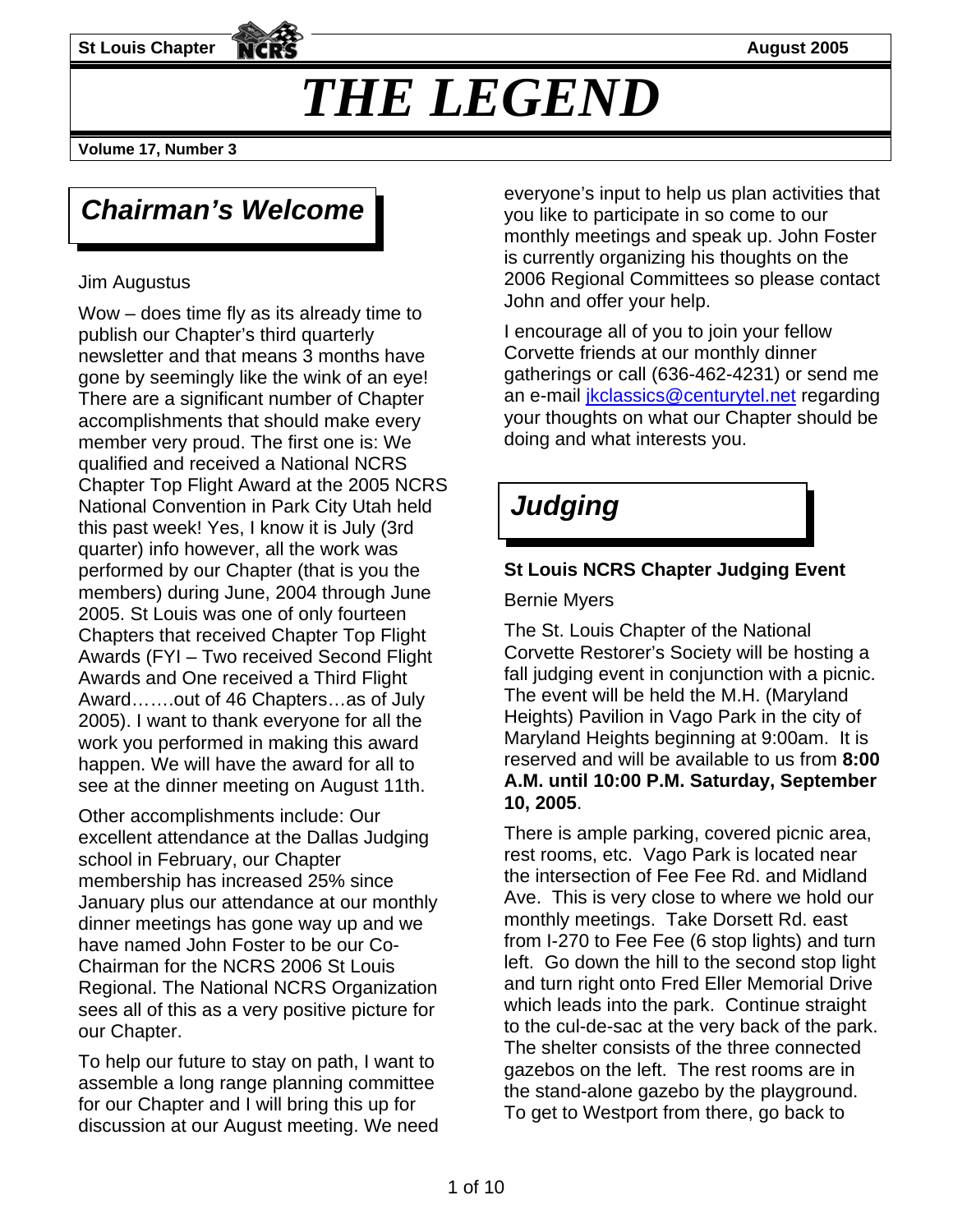St Louis Chapter — August 2005

# THE LEGEND

**Volume 17, Number 3**

## *Chairman's Welcome*

Jim Augustus

Wow – does time fly as its already time to publish our Chapter's third quarterly newsletter and that means 3 months have gone by seemingly like the wink of an eye! There are a significant number of Chapter accomplishments that should make every member very proud. The first one is: We qualified and received a National NCRS Chapter Top Flight Award at the 2005 NCRS National Convention in Park City Utah held this past week! Yes, I know it is July (3rd quarter) info however, all the work was performed by our Chapter (that is you the members) during June, 2004 through June 2005. St Louis was one of only fourteen Chapters that received Chapter Top Flight Awards (FYI – Two received Second Flight Awards and One received a Third Flight Award…….out of 46 Chapters…as of July 2005). I want to thank everyone for all the work you performed in making this award happen. We will have the award for all to see at the dinner meeting on August 11th.

Other accomplishments include: Our excellent attendance at the Dallas Judging school in February, our Chapter membership has increased 25% since January plus our attendance at our monthly dinner meetings has gone way up and we have named John Foster to be our Co-Chairman for the NCRS 2006 St Louis Regional. The National NCRS Organization sees all of this as a very positive picture for our Chapter.

To help our future to stay on path, I want to assemble a long range planning committee for our Chapter and I will bring this up for discussion at our August meeting. We need everyone's input to help us plan activities that you like to participate in so come to our monthly meetings and speak up. John Foster is currently organizing his thoughts on the 2006 Regional Committees so please contact John and offer your help.

I encourage all of you to join your fellow Corvette friends at our monthly dinner gatherings or call (636-462-4231) or send me an e-mail jkclassics@centurytel.net regarding your thoughts on what our Chapter should be doing and what interests you.

## *Judging*

### St Louis NCRS Chapter Judging Event

Bernie Myers

The St. Louis Chapter of the National Corvette Restorer's Society will be hosting a fall judging event in conjunction with a picnic. The event will be held the M.H. (Maryland Heights) Pavilion in Vago Park in the city of Maryland Heights beginning at 9:00am. It is reserved and will be available to us from **8:00 A.M. until 10:00 P.M. Saturday, September 10, 2005**.

There is ample parking, covered picnic area, rest rooms, etc. Vago Park is located near the intersection of Fee Fee Rd. and Midland Ave. This is very close to where we hold our monthly meetings. Take Dorsett Rd. east from I-270 to Fee Fee (6 stop lights) and turn left. Go down the hill to the second stop light and turn right onto Fred Eller Memorial Drive which leads into the park. Continue straight to the cul-de-sac at the very back of the park. The shelter consists of the three connected gazebos on the left. The rest rooms are in the stand-alone gazebo by the playground. To get to Westport from there, go back to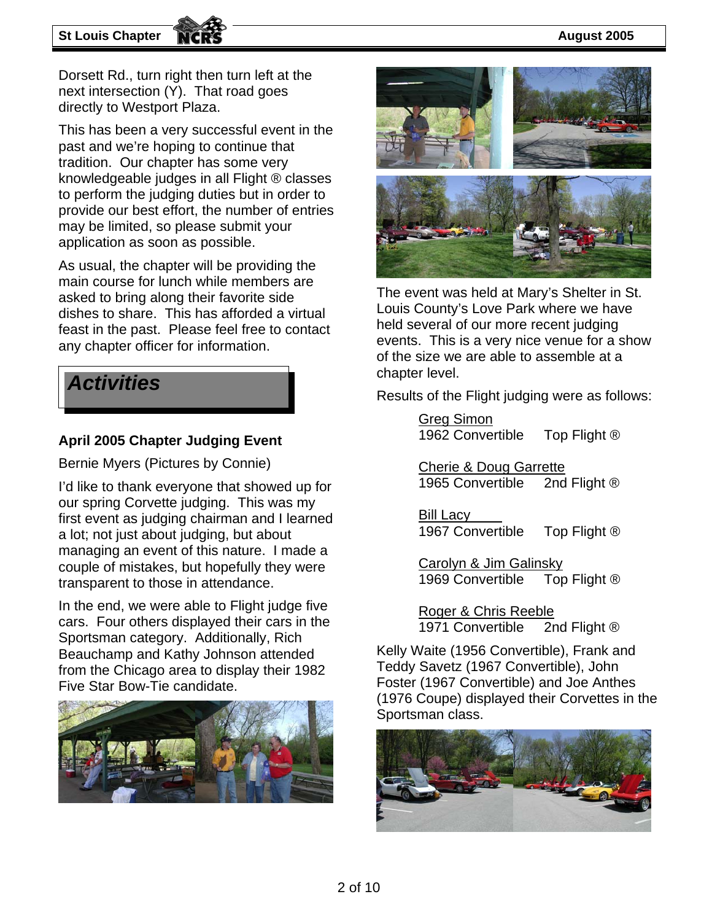Dorsett Rd., turn right then turn left at the next intersection (Y). That road goes directly to Westport Plaza.

This has been a very successful event in the past and we're hoping to continue that tradition. Our chapter has some very knowledgeable judges in all Flight ® classes to perform the judging duties but in order to provide our best effort, the number of entries may be limited, so please submit your application as soon as possible.

As usual, the chapter will be providing the main course for lunch while members are asked to bring along their favorite side dishes to share. This has afforded a virtual feast in the past. Please feel free to contact any chapter officer for information.

## *Activities*

### April 2005 Chapter Judging Event

Bernie Myers (Pictures by Connie)

I'd like to thank everyone that showed up for our spring Corvette judging. This was my first event as judging chairman and I learned a lot; not just about judging, but about managing an event of this nature. I made a couple of mistakes, but hopefully they were transparent to those in attendance.

In the end, we were able to Flight judge five cars. Four others displayed their cars in the Sportsman category. Additionally, Rich Beauchamp and Kathy Johnson attended from the Chicago area to display their 1982 Five Star Bow-Tie candidate.

The event was held at Mary's Shelter in St. Louis County's Love Park where we have held several of our more recent judging events. This is a very nice venue for a show of the size we are able to assemble at a chapter level.

Results of the Flight judging were as follows:

Greg Simon
1962 Convertible   Top Flight ®

Cherie & Doug Garrette
1965 Convertible   2nd Flight ®

Bill Lacy
1967 Convertible   Top Flight ®

Carolyn & Jim Galinsky
1969 Convertible   Top Flight ®

Roger & Chris Reeble
1971 Convertible   2nd Flight ®

Kelly Waite (1956 Convertible), Frank and Teddy Savetz (1967 Convertible), John Foster (1967 Convertible) and Joe Anthes (1976 Coupe) displayed their Corvettes in the Sportsman class.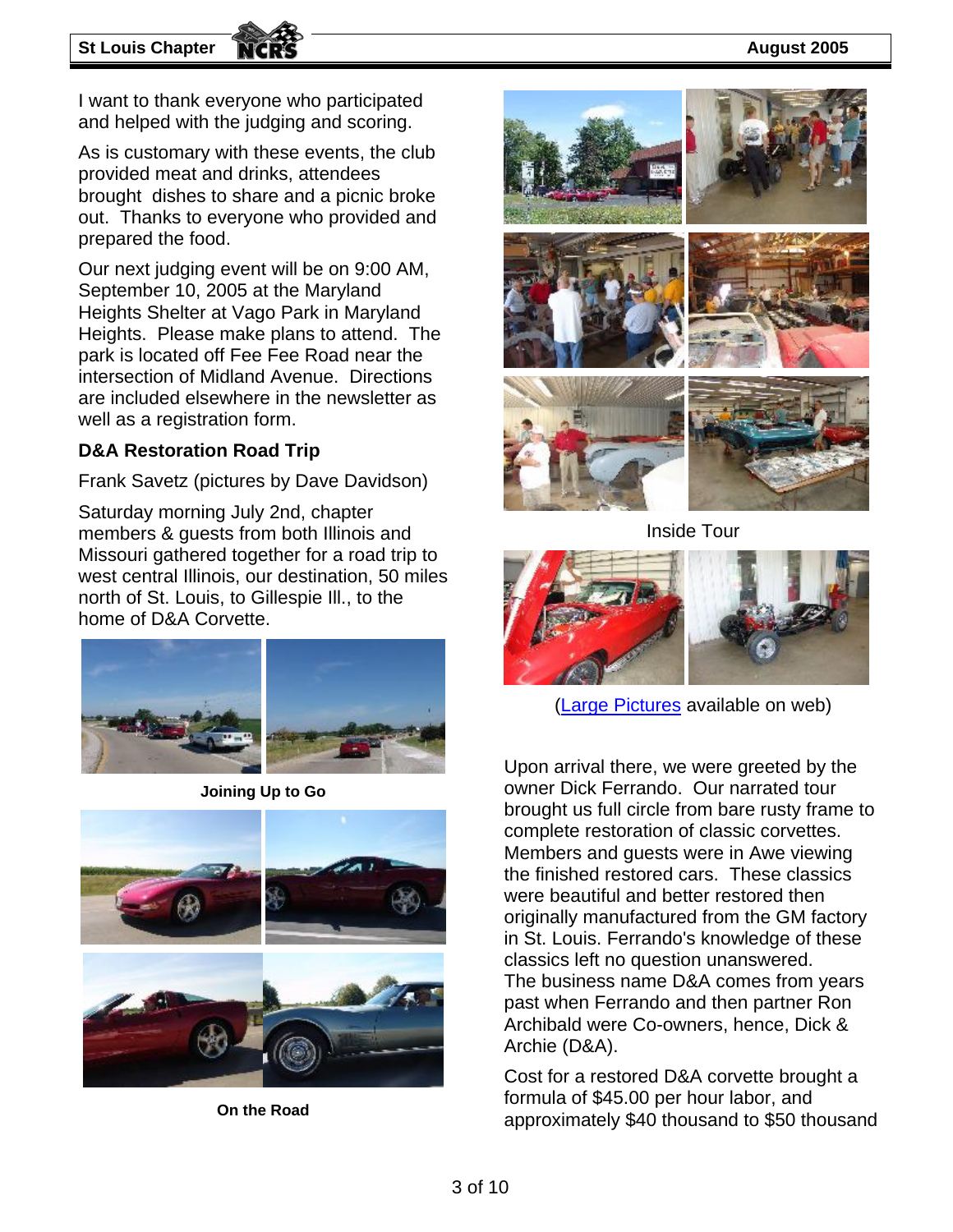I want to thank everyone who participated and helped with the judging and scoring.

As is customary with these events, the club provided meat and drinks, attendees brought dishes to share and a picnic broke out. Thanks to everyone who provided and prepared the food.

Our next judging event will be on 9:00 AM, September 10, 2005 at the Maryland Heights Shelter at Vago Park in Maryland Heights. Please make plans to attend. The park is located off Fee Fee Road near the intersection of Midland Avenue. Directions are included elsewhere in the newsletter as well as a registration form.

### D&A Restoration Road Trip

Frank Savetz (pictures by Dave Davidson)

Saturday morning July 2nd, chapter members & guests from both Illinois and Missouri gathered together for a road trip to west central Illinois, our destination, 50 miles north of St. Louis, to Gillespie Ill., to the home of D&A Corvette.

**Joining Up to Go**

**On the Road**

Inside Tour

(Large Pictures available on web)

Upon arrival there, we were greeted by the owner Dick Ferrando. Our narrated tour brought us full circle from bare rusty frame to complete restoration of classic corvettes. Members and guests were in Awe viewing the finished restored cars. These classics were beautiful and better restored then originally manufactured from the GM factory in St. Louis. Ferrando's knowledge of these classics left no question unanswered.
The business name D&A comes from years past when Ferrando and then partner Ron Archibald were Co-owners, hence, Dick & Archie (D&A).

Cost for a restored D&A corvette brought a formula of $45.00 per hour labor, and approximately $40 thousand to $50 thousand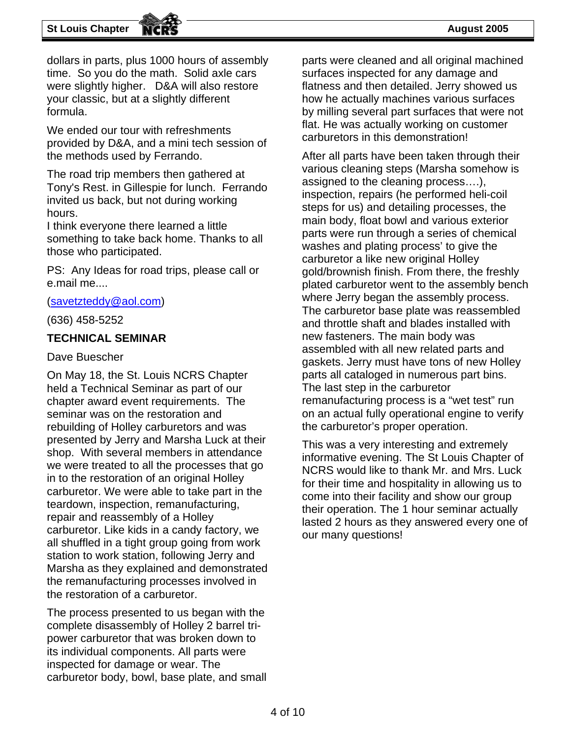dollars in parts, plus 1000 hours of assembly time. So you do the math. Solid axle cars were slightly higher. D&A will also restore your classic, but at a slightly different formula.

We ended our tour with refreshments provided by D&A, and a mini tech session of the methods used by Ferrando.

The road trip members then gathered at Tony's Rest. in Gillespie for lunch. Ferrando invited us back, but not during working hours.

I think everyone there learned a little something to take back home. Thanks to all those who participated.

PS: Any Ideas for road trips, please call or e.mail me....

([savetzteddy@aol.com](mailto:savetzteddy@aol.com))

(636) 458-5252

**TECHNICAL SEMINAR**

Dave Buescher

On May 18, the St. Louis NCRS Chapter held a Technical Seminar as part of our chapter award event requirements. The seminar was on the restoration and rebuilding of Holley carburetors and was presented by Jerry and Marsha Luck at their shop. With several members in attendance we were treated to all the processes that go in to the restoration of an original Holley carburetor. We were able to take part in the teardown, inspection, remanufacturing, repair and reassembly of a Holley carburetor. Like kids in a candy factory, we all shuffled in a tight group going from work station to work station, following Jerry and Marsha as they explained and demonstrated the remanufacturing processes involved in the restoration of a carburetor.

The process presented to us began with the complete disassembly of Holley 2 barrel tri-power carburetor that was broken down to its individual components. All parts were inspected for damage or wear. The carburetor body, bowl, base plate, and small parts were cleaned and all original machined surfaces inspected for any damage and flatness and then detailed. Jerry showed us how he actually machines various surfaces by milling several part surfaces that were not flat. He was actually working on customer carburetors in this demonstration!

After all parts have been taken through their various cleaning steps (Marsha somehow is assigned to the cleaning process….), inspection, repairs (he performed heli-coil steps for us) and detailing processes, the main body, float bowl and various exterior parts were run through a series of chemical washes and plating process' to give the carburetor a like new original Holley gold/brownish finish. From there, the freshly plated carburetor went to the assembly bench where Jerry began the assembly process. The carburetor base plate was reassembled and throttle shaft and blades installed with new fasteners. The main body was assembled with all new related parts and gaskets. Jerry must have tons of new Holley parts all cataloged in numerous part bins. The last step in the carburetor remanufacturing process is a "wet test" run on an actual fully operational engine to verify the carburetor's proper operation.

This was a very interesting and extremely informative evening. The St Louis Chapter of NCRS would like to thank Mr. and Mrs. Luck for their time and hospitality in allowing us to come into their facility and show our group their operation. The 1 hour seminar actually lasted 2 hours as they answered every one of our many questions!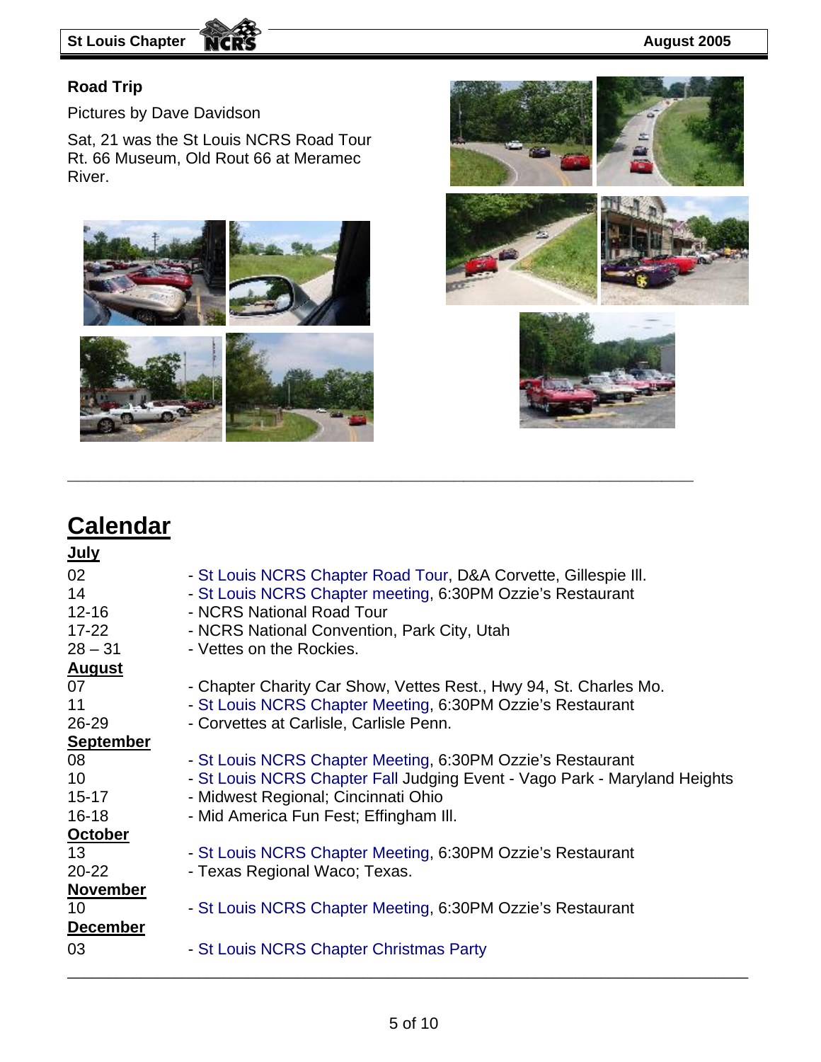### Road Trip

Pictures by Dave Davidson

Sat, 21 was the St Louis NCRS Road Tour Rt. 66 Museum, Old Rout 66 at Meramec River.

---

## Calendar

**July**

| | |
|---|---|
| 02 | - St Louis NCRS Chapter Road Tour, D&A Corvette, Gillespie Ill. |
| 14 | - St Louis NCRS Chapter meeting, 6:30PM Ozzie's Restaurant |
| 12-16 | - NCRS National Road Tour |
| 17-22 | - NCRS National Convention, Park City, Utah |
| 28 – 31 | - Vettes on the Rockies. |

**August**

| | |
|---|---|
| 07 | - Chapter Charity Car Show, Vettes Rest., Hwy 94, St. Charles Mo. |
| 11 | - St Louis NCRS Chapter Meeting, 6:30PM Ozzie's Restaurant |
| 26-29 | - Corvettes at Carlisle, Carlisle Penn. |

**September**

| | |
|---|---|
| 08 | - St Louis NCRS Chapter Meeting, 6:30PM Ozzie's Restaurant |
| 10 | - St Louis NCRS Chapter Fall Judging Event - Vago Park - Maryland Heights |
| 15-17 | - Midwest Regional; Cincinnati Ohio |
| 16-18 | - Mid America Fun Fest; Effingham Ill. |

**October**

| | |
|---|---|
| 13 | - St Louis NCRS Chapter Meeting, 6:30PM Ozzie's Restaurant |
| 20-22 | - Texas Regional Waco; Texas. |

**November**

| | |
|---|---|
| 10 | - St Louis NCRS Chapter Meeting, 6:30PM Ozzie's Restaurant |

**December**

| | |
|---|---|
| 03 | - St Louis NCRS Chapter Christmas Party |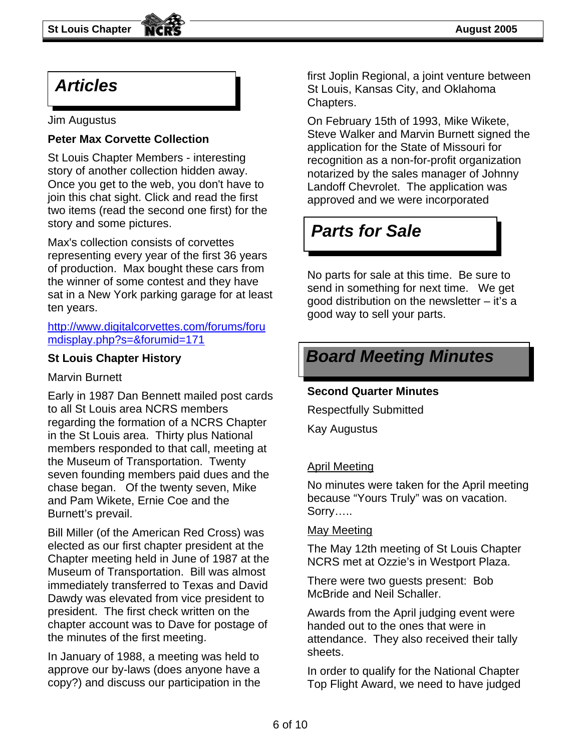# Articles

Jim Augustus

**Peter Max Corvette Collection**

St Louis Chapter Members - interesting story of another collection hidden away. Once you get to the web, you don't have to join this chat sight. Click and read the first two items (read the second one first) for the story and some pictures.

Max's collection consists of corvettes representing every year of the first 36 years of production. Max bought these cars from the winner of some contest and they have sat in a New York parking garage for at least ten years.

[http://www.digitalcorvettes.com/forums/forumdisplay.php?s=&forumid=171](http://www.digitalcorvettes.com/forums/forumdisplay.php?s=&forumid=171)

**St Louis Chapter History**

Marvin Burnett

Early in 1987 Dan Bennett mailed post cards to all St Louis area NCRS members regarding the formation of a NCRS Chapter in the St Louis area. Thirty plus National members responded to that call, meeting at the Museum of Transportation. Twenty seven founding members paid dues and the chase began. Of the twenty seven, Mike and Pam Wikete, Ernie Coe and the Burnett's prevail.

Bill Miller (of the American Red Cross) was elected as our first chapter president at the Chapter meeting held in June of 1987 at the Museum of Transportation. Bill was almost immediately transferred to Texas and David Dawdy was elevated from vice president to president. The first check written on the chapter account was to Dave for postage of the minutes of the first meeting.

In January of 1988, a meeting was held to approve our by-laws (does anyone have a copy?) and discuss our participation in the first Joplin Regional, a joint venture between St Louis, Kansas City, and Oklahoma Chapters.

On February 15th of 1993, Mike Wikete, Steve Walker and Marvin Burnett signed the application for the State of Missouri for recognition as a non-for-profit organization notarized by the sales manager of Johnny Landoff Chevrolet. The application was approved and we were incorporated

# Parts for Sale

No parts for sale at this time. Be sure to send in something for next time. We get good distribution on the newsletter – it's a good way to sell your parts.

# Board Meeting Minutes

**Second Quarter Minutes**

Respectfully Submitted

Kay Augustus

April Meeting

No minutes were taken for the April meeting because "Yours Truly" was on vacation. Sorry…..

May Meeting

The May 12th meeting of St Louis Chapter NCRS met at Ozzie's in Westport Plaza.

There were two guests present: Bob McBride and Neil Schaller.

Awards from the April judging event were handed out to the ones that were in attendance. They also received their tally sheets.

In order to qualify for the National Chapter Top Flight Award, we need to have judged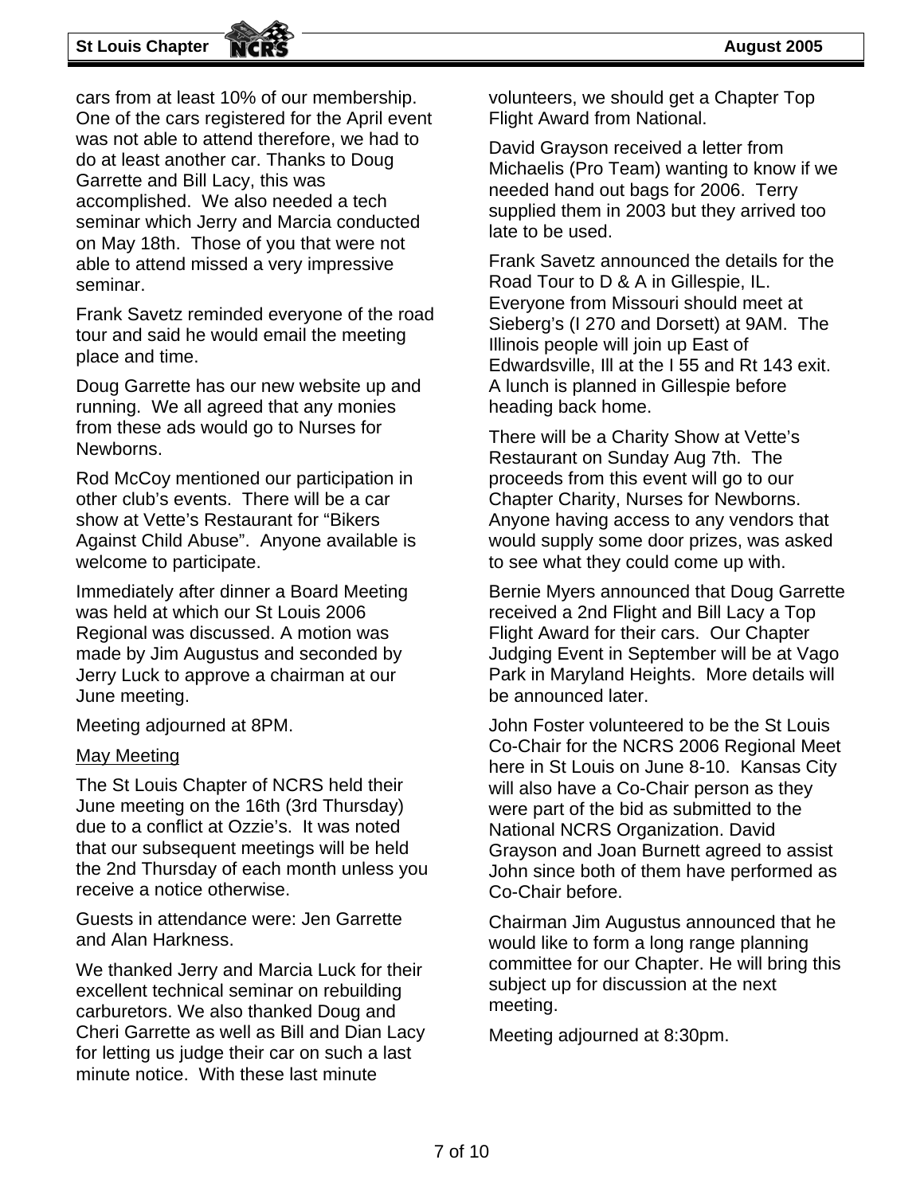cars from at least 10% of our membership. One of the cars registered for the April event was not able to attend therefore, we had to do at least another car. Thanks to Doug Garrette and Bill Lacy, this was accomplished. We also needed a tech seminar which Jerry and Marcia conducted on May 18th. Those of you that were not able to attend missed a very impressive seminar.

Frank Savetz reminded everyone of the road tour and said he would email the meeting place and time.

Doug Garrette has our new website up and running. We all agreed that any monies from these ads would go to Nurses for Newborns.

Rod McCoy mentioned our participation in other club's events. There will be a car show at Vette's Restaurant for "Bikers Against Child Abuse". Anyone available is welcome to participate.

Immediately after dinner a Board Meeting was held at which our St Louis 2006 Regional was discussed. A motion was made by Jim Augustus and seconded by Jerry Luck to approve a chairman at our June meeting.

Meeting adjourned at 8PM.

May Meeting

The St Louis Chapter of NCRS held their June meeting on the 16th (3rd Thursday) due to a conflict at Ozzie's. It was noted that our subsequent meetings will be held the 2nd Thursday of each month unless you receive a notice otherwise.

Guests in attendance were: Jen Garrette and Alan Harkness.

We thanked Jerry and Marcia Luck for their excellent technical seminar on rebuilding carburetors. We also thanked Doug and Cheri Garrette as well as Bill and Dian Lacy for letting us judge their car on such a last minute notice. With these last minute volunteers, we should get a Chapter Top Flight Award from National.

David Grayson received a letter from Michaelis (Pro Team) wanting to know if we needed hand out bags for 2006. Terry supplied them in 2003 but they arrived too late to be used.

Frank Savetz announced the details for the Road Tour to D & A in Gillespie, IL. Everyone from Missouri should meet at Sieberg's (I 270 and Dorsett) at 9AM. The Illinois people will join up East of Edwardsville, Ill at the I 55 and Rt 143 exit. A lunch is planned in Gillespie before heading back home.

There will be a Charity Show at Vette's Restaurant on Sunday Aug 7th. The proceeds from this event will go to our Chapter Charity, Nurses for Newborns. Anyone having access to any vendors that would supply some door prizes, was asked to see what they could come up with.

Bernie Myers announced that Doug Garrette received a 2nd Flight and Bill Lacy a Top Flight Award for their cars. Our Chapter Judging Event in September will be at Vago Park in Maryland Heights. More details will be announced later.

John Foster volunteered to be the St Louis Co-Chair for the NCRS 2006 Regional Meet here in St Louis on June 8-10. Kansas City will also have a Co-Chair person as they were part of the bid as submitted to the National NCRS Organization. David Grayson and Joan Burnett agreed to assist John since both of them have performed as Co-Chair before.

Chairman Jim Augustus announced that he would like to form a long range planning committee for our Chapter. He will bring this subject up for discussion at the next meeting.

Meeting adjourned at 8:30pm.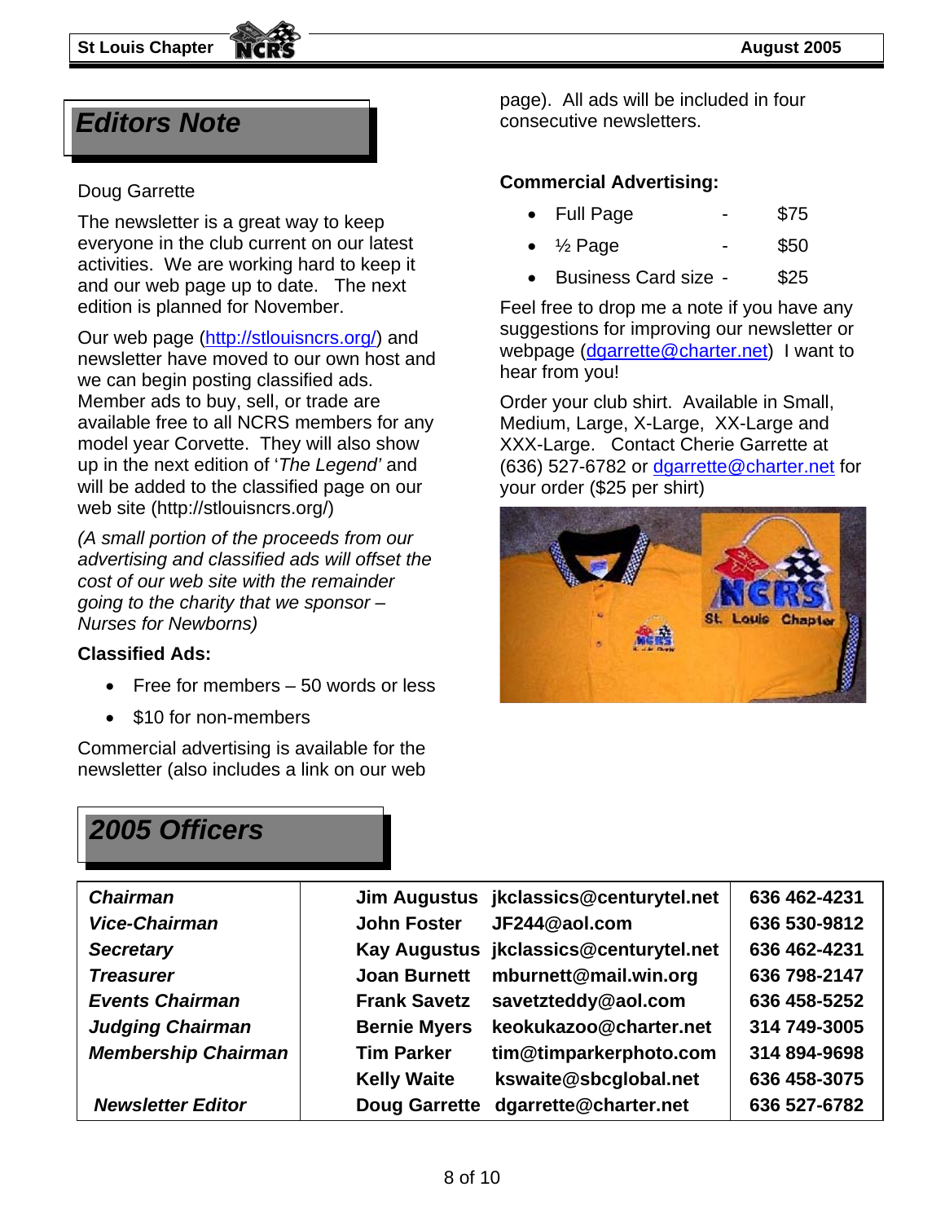## Editors Note

Doug Garrette

The newsletter is a great way to keep everyone in the club current on our latest activities. We are working hard to keep it and our web page up to date. The next edition is planned for November.

Our web page (http://stlouisncrs.org/) and newsletter have moved to our own host and we can begin posting classified ads. Member ads to buy, sell, or trade are available free to all NCRS members for any model year Corvette. They will also show up in the next edition of '*The Legend'* and will be added to the classified page on our web site (http://stlouisncrs.org/)

*(A small portion of the proceeds from our advertising and classified ads will offset the cost of our web site with the remainder going to the charity that we sponsor – Nurses for Newborns)*

**Classified Ads:**

- Free for members – 50 words or less
- $10 for non-members

Commercial advertising is available for the newsletter (also includes a link on our web page). All ads will be included in four consecutive newsletters.

**Commercial Advertising:**

- Full Page - $75
- ½ Page - $50
- Business Card size - $25

Feel free to drop me a note if you have any suggestions for improving our newsletter or webpage (dgarrette@charter.net) I want to hear from you!

Order your club shirt. Available in Small, Medium, Large, X-Large, XX-Large and XXX-Large. Contact Cherie Garrette at (636) 527-6782 or dgarrette@charter.net for your order ($25 per shirt)

## 2005 Officers

| | | | |
|---|---|---|---|
| ***Chairman*** | **Jim Augustus** | **jkclassics@centurytel.net** | **636 462-4231** |
| ***Vice-Chairman*** | **John Foster** | **JF244@aol.com** | **636 530-9812** |
| ***Secretary*** | **Kay Augustus** | **jkclassics@centurytel.net** | **636 462-4231** |
| ***Treasurer*** | **Joan Burnett** | **mburnett@mail.win.org** | **636 798-2147** |
| ***Events Chairman*** | **Frank Savetz** | **savetzteddy@aol.com** | **636 458-5252** |
| ***Judging Chairman*** | **Bernie Myers** | **keokukazoo@charter.net** | **314 749-3005** |
| ***Membership Chairman*** | **Tim Parker** | **tim@timparkerphoto.com** | **314 894-9698** |
| | **Kelly Waite** | **kswaite@sbcglobal.net** | **636 458-3075** |
| ***Newsletter Editor*** | **Doug Garrette** | **dgarrette@charter.net** | **636 527-6782** |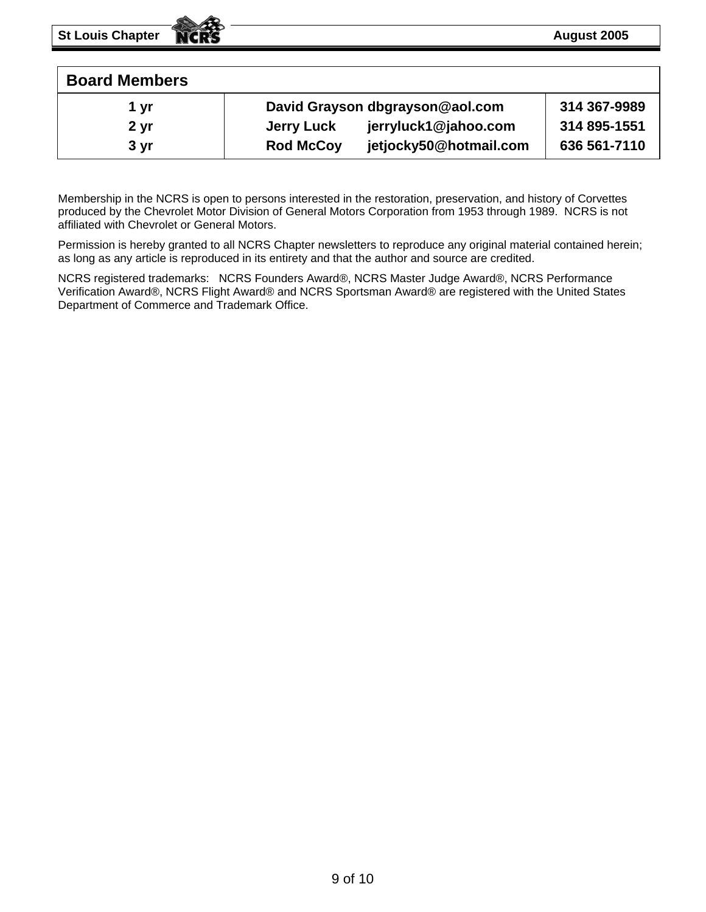## Board Members

| | | | |
|---|---|---|---|
| 1 yr | David Grayson | dbgrayson@aol.com | 314 367-9989 |
| 2 yr | Jerry Luck | jerryluck1@jahoo.com | 314 895-1551 |
| 3 yr | Rod McCoy | jetjocky50@hotmail.com | 636 561-7110 |

Membership in the NCRS is open to persons interested in the restoration, preservation, and history of Corvettes produced by the Chevrolet Motor Division of General Motors Corporation from 1953 through 1989. NCRS is not affiliated with Chevrolet or General Motors.

Permission is hereby granted to all NCRS Chapter newsletters to reproduce any original material contained herein; as long as any article is reproduced in its entirety and that the author and source are credited.

NCRS registered trademarks: NCRS Founders Award®, NCRS Master Judge Award®, NCRS Performance Verification Award®, NCRS Flight Award® and NCRS Sportsman Award® are registered with the United States Department of Commerce and Trademark Office.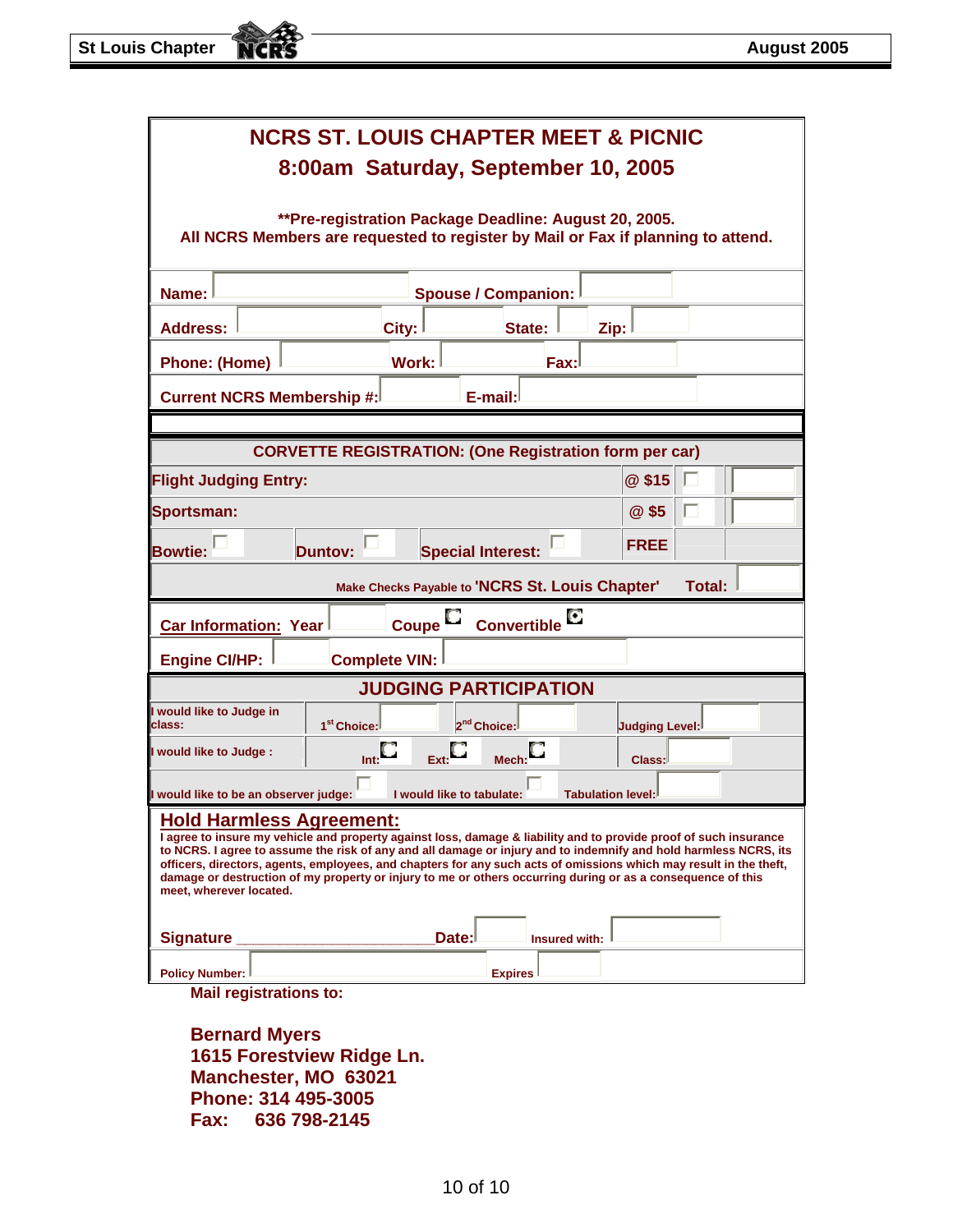# NCRS ST. LOUIS CHAPTER MEET & PICNIC

## 8:00am Saturday, September 10, 2005

**\*\*Pre-registration Package Deadline: August 20, 2005.**
**All NCRS Members are requested to register by Mail or Fax if planning to attend.**

**Name:** ______ **Spouse / Companion:** ______

**Address:** ______ **City:** ______ **State:** ______ **Zip:** ______

**Phone: (Home)** ______ **Work:** ______ **Fax:** ______

**Current NCRS Membership #:** ______ **E-mail:** ______

**CORVETTE REGISTRATION: (One Registration form per car)**

| | | | |
|---|---|---|---|
| **Flight Judging Entry:** | **@ $15** | ☐ | ______ |
| **Sportsman:** | **@ $5** | ☐ | ______ |
| **Bowtie:** ☐ **Duntov:** ☐ **Special Interest:** ☐ | **FREE** | | |

Make Checks Payable to **'NCRS St. Louis Chapter'** **Total:** ______

**Car Information:** **Year** ______ **Coupe** ○ **Convertible** ○

**Engine CI/HP:** ______ **Complete VIN:** ______

**JUDGING PARTICIPATION**

| | | | |
|---|---|---|---|
| I would like to Judge in class: | 1st Choice: ______ | 2nd Choice: ______ | Judging Level: ______ |
| I would like to Judge : | Int: ○ Ext: ○ | Mech: ○ | Class: ______ |
| I would like to be an observer judge: ☐ | I would like to tabulate: ☐ | | Tabulation level: ______ |

## Hold Harmless Agreement:

**I agree to insure my vehicle and property against loss, damage & liability and to provide proof of such insurance to NCRS. I agree to assume the risk of any and all damage or injury and to indemnify and hold harmless NCRS, its officers, directors, agents, employees, and chapters for any such acts of omissions which may result in the theft, damage or destruction of my property or injury to me or others occurring during or as a consequence of this meet, wherever located.**

**Signature** ________________________ **Date:** ______ **Insured with:** ______

**Policy Number:** ______ **Expires** ______

**Mail registrations to:**

**Bernard Myers**
**1615 Forestview Ridge Ln.**
**Manchester, MO 63021**
**Phone: 314 495-3005**
**Fax: 636 798-2145**